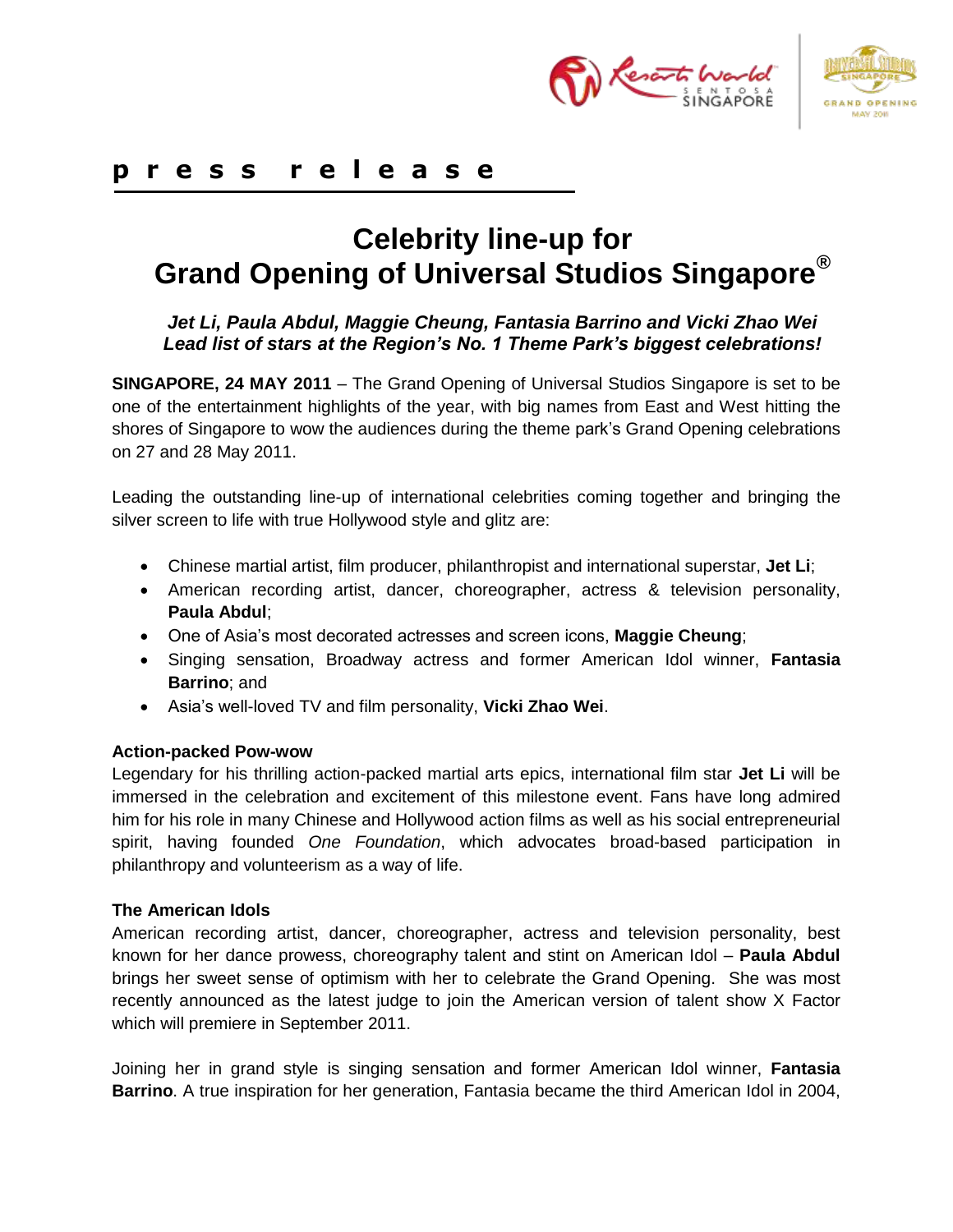**p r e s s   r e l e a s e**

# Celebrity line-up for Grand Opening of Universal Studios Singapore®

***Jet Li, Paula Abdul, Maggie Cheung, Fantasia Barrino and Vicki Zhao Wei Lead list of stars at the Region's No. 1 Theme Park's biggest celebrations!***

**SINGAPORE, 24 MAY 2011** – The Grand Opening of Universal Studios Singapore is set to be one of the entertainment highlights of the year, with big names from East and West hitting the shores of Singapore to wow the audiences during the theme park's Grand Opening celebrations on 27 and 28 May 2011.

Leading the outstanding line-up of international celebrities coming together and bringing the silver screen to life with true Hollywood style and glitz are:

- Chinese martial artist, film producer, philanthropist and international superstar, **Jet Li**;
- American recording artist, dancer, choreographer, actress & television personality, **Paula Abdul**;
- One of Asia's most decorated actresses and screen icons, **Maggie Cheung**;
- Singing sensation, Broadway actress and former American Idol winner, **Fantasia Barrino**; and
- Asia's well-loved TV and film personality, **Vicki Zhao Wei**.

**Action-packed Pow-wow**

Legendary for his thrilling action-packed martial arts epics, international film star **Jet Li** will be immersed in the celebration and excitement of this milestone event. Fans have long admired him for his role in many Chinese and Hollywood action films as well as his social entrepreneurial spirit, having founded *One Foundation*, which advocates broad-based participation in philanthropy and volunteerism as a way of life.

**The American Idols**

American recording artist, dancer, choreographer, actress and television personality, best known for her dance prowess, choreography talent and stint on American Idol – **Paula Abdul** brings her sweet sense of optimism with her to celebrate the Grand Opening. She was most recently announced as the latest judge to join the American version of talent show X Factor which will premiere in September 2011.

Joining her in grand style is singing sensation and former American Idol winner, **Fantasia Barrino**. A true inspiration for her generation, Fantasia became the third American Idol in 2004,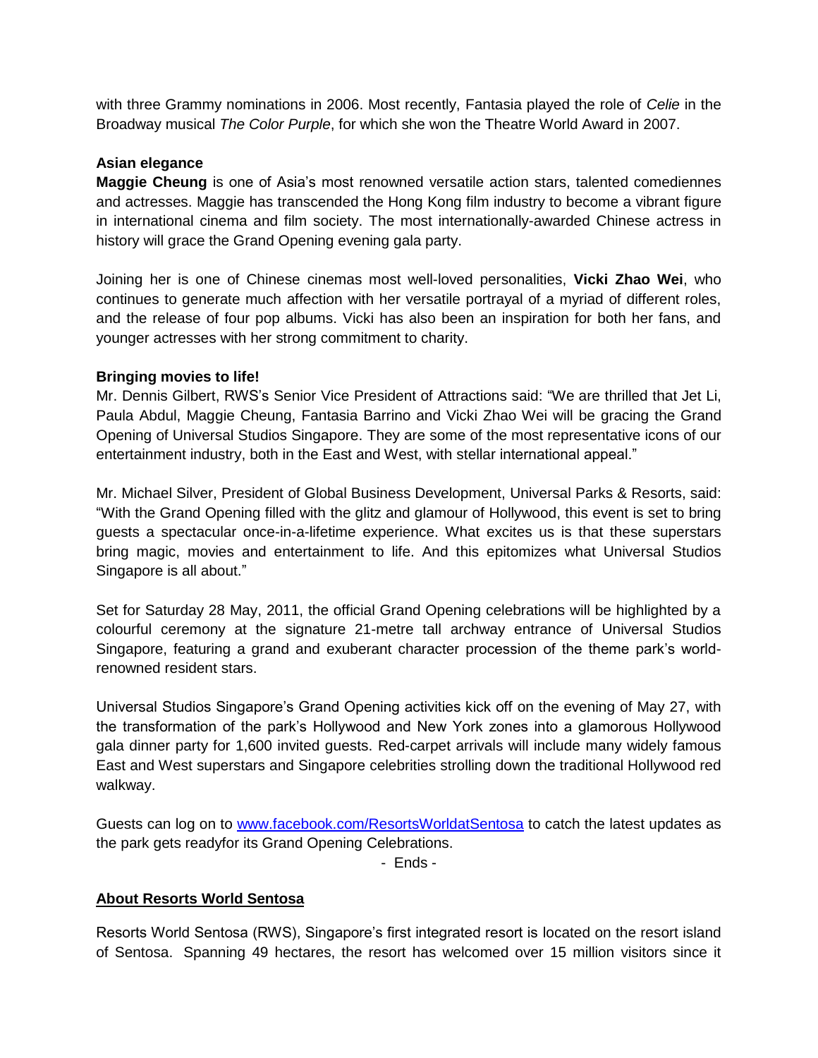with three Grammy nominations in 2006. Most recently, Fantasia played the role of *Celie* in the Broadway musical *The Color Purple*, for which she won the Theatre World Award in 2007.

**Asian elegance**

**Maggie Cheung** is one of Asia's most renowned versatile action stars, talented comediennes and actresses. Maggie has transcended the Hong Kong film industry to become a vibrant figure in international cinema and film society. The most internationally-awarded Chinese actress in history will grace the Grand Opening evening gala party.

Joining her is one of Chinese cinemas most well-loved personalities, **Vicki Zhao Wei**, who continues to generate much affection with her versatile portrayal of a myriad of different roles, and the release of four pop albums. Vicki has also been an inspiration for both her fans, and younger actresses with her strong commitment to charity.

**Bringing movies to life!**

Mr. Dennis Gilbert, RWS's Senior Vice President of Attractions said: "We are thrilled that Jet Li, Paula Abdul, Maggie Cheung, Fantasia Barrino and Vicki Zhao Wei will be gracing the Grand Opening of Universal Studios Singapore. They are some of the most representative icons of our entertainment industry, both in the East and West, with stellar international appeal."

Mr. Michael Silver, President of Global Business Development, Universal Parks & Resorts, said: "With the Grand Opening filled with the glitz and glamour of Hollywood, this event is set to bring guests a spectacular once-in-a-lifetime experience. What excites us is that these superstars bring magic, movies and entertainment to life. And this epitomizes what Universal Studios Singapore is all about."

Set for Saturday 28 May, 2011, the official Grand Opening celebrations will be highlighted by a colourful ceremony at the signature 21-metre tall archway entrance of Universal Studios Singapore, featuring a grand and exuberant character procession of the theme park's world-renowned resident stars.

Universal Studios Singapore's Grand Opening activities kick off on the evening of May 27, with the transformation of the park's Hollywood and New York zones into a glamorous Hollywood gala dinner party for 1,600 invited guests. Red-carpet arrivals will include many widely famous East and West superstars and Singapore celebrities strolling down the traditional Hollywood red walkway.

Guests can log on to [www.facebook.com/ResortsWorldatSentosa](http://www.facebook.com/ResortsWorldatSentosa) to catch the latest updates as the park gets readyfor its Grand Opening Celebrations.

- Ends -

**About Resorts World Sentosa**

Resorts World Sentosa (RWS), Singapore's first integrated resort is located on the resort island of Sentosa. Spanning 49 hectares, the resort has welcomed over 15 million visitors since it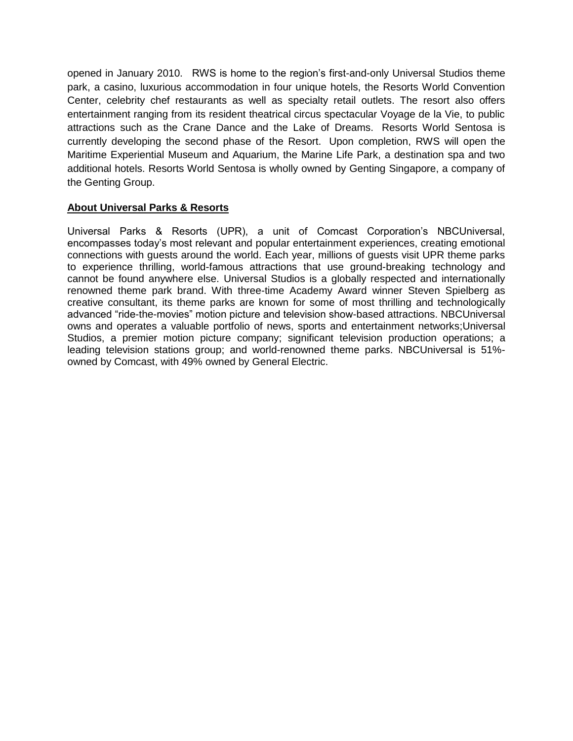opened in January 2010. RWS is home to the region's first-and-only Universal Studios theme park, a casino, luxurious accommodation in four unique hotels, the Resorts World Convention Center, celebrity chef restaurants as well as specialty retail outlets. The resort also offers entertainment ranging from its resident theatrical circus spectacular Voyage de la Vie, to public attractions such as the Crane Dance and the Lake of Dreams. Resorts World Sentosa is currently developing the second phase of the Resort. Upon completion, RWS will open the Maritime Experiential Museum and Aquarium, the Marine Life Park, a destination spa and two additional hotels. Resorts World Sentosa is wholly owned by Genting Singapore, a company of the Genting Group.

**About Universal Parks & Resorts**

Universal Parks & Resorts (UPR), a unit of Comcast Corporation's NBCUniversal, encompasses today's most relevant and popular entertainment experiences, creating emotional connections with guests around the world. Each year, millions of guests visit UPR theme parks to experience thrilling, world-famous attractions that use ground-breaking technology and cannot be found anywhere else. Universal Studios is a globally respected and internationally renowned theme park brand. With three-time Academy Award winner Steven Spielberg as creative consultant, its theme parks are known for some of most thrilling and technologically advanced "ride-the-movies" motion picture and television show-based attractions. NBCUniversal owns and operates a valuable portfolio of news, sports and entertainment networks;Universal Studios, a premier motion picture company; significant television production operations; a leading television stations group; and world-renowned theme parks. NBCUniversal is 51%-owned by Comcast, with 49% owned by General Electric.